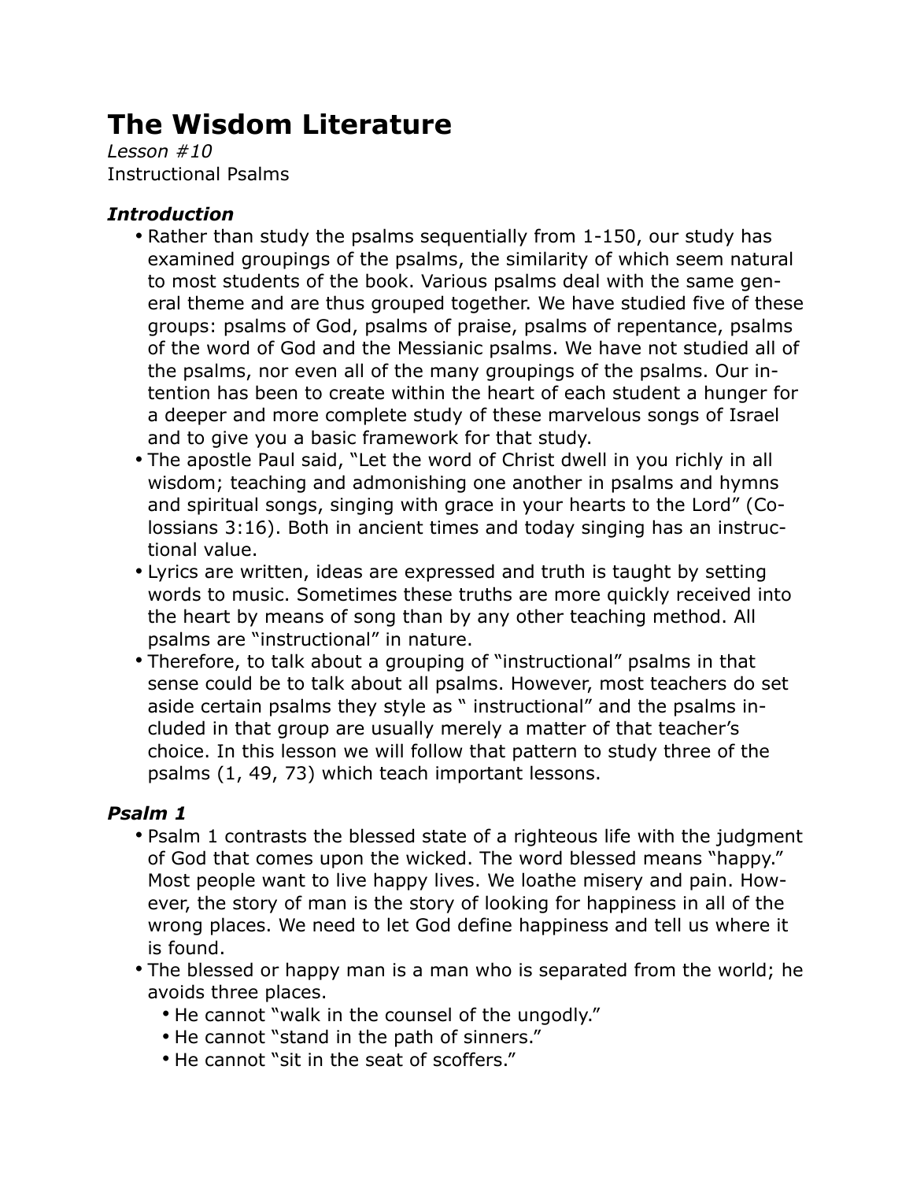# The Wisdom Literature

*Lesson #10*

Instructional Psalms

### *Introduction*

- Rather than study the psalms sequentially from 1-150, our study has examined groupings of the psalms, the similarity of which seem natural to most students of the book. Various psalms deal with the same general theme and are thus grouped together. We have studied five of these groups: psalms of God, psalms of praise, psalms of repentance, psalms of the word of God and the Messianic psalms. We have not studied all of the psalms, nor even all of the many groupings of the psalms. Our intention has been to create within the heart of each student a hunger for a deeper and more complete study of these marvelous songs of Israel and to give you a basic framework for that study.
- The apostle Paul said, "Let the word of Christ dwell in you richly in all wisdom; teaching and admonishing one another in psalms and hymns and spiritual songs, singing with grace in your hearts to the Lord" (Colossians 3:16). Both in ancient times and today singing has an instructional value.
- Lyrics are written, ideas are expressed and truth is taught by setting words to music. Sometimes these truths are more quickly received into the heart by means of song than by any other teaching method. All psalms are "instructional" in nature.
- Therefore, to talk about a grouping of "instructional" psalms in that sense could be to talk about all psalms. However, most teachers do set aside certain psalms they style as " instructional" and the psalms included in that group are usually merely a matter of that teacher's choice. In this lesson we will follow that pattern to study three of the psalms (1, 49, 73) which teach important lessons.

### *Psalm 1*

- Psalm 1 contrasts the blessed state of a righteous life with the judgment of God that comes upon the wicked. The word blessed means "happy." Most people want to live happy lives. We loathe misery and pain. However, the story of man is the story of looking for happiness in all of the wrong places. We need to let God define happiness and tell us where it is found.
- The blessed or happy man is a man who is separated from the world; he avoids three places.
  - He cannot "walk in the counsel of the ungodly."
  - He cannot "stand in the path of sinners."
  - He cannot "sit in the seat of scoffers."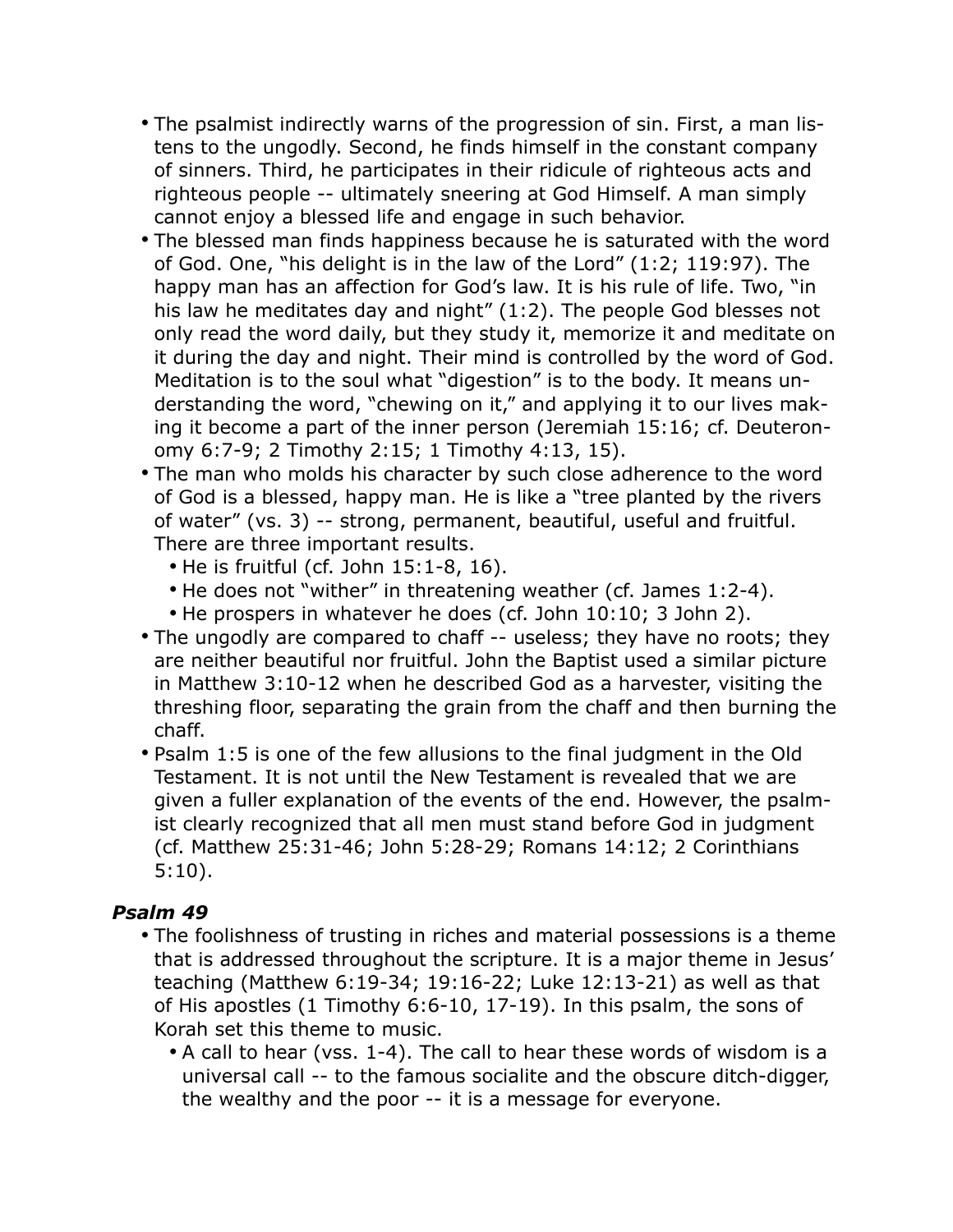- The psalmist indirectly warns of the progression of sin. First, a man listens to the ungodly. Second, he finds himself in the constant company of sinners. Third, he participates in their ridicule of righteous acts and righteous people -- ultimately sneering at God Himself. A man simply cannot enjoy a blessed life and engage in such behavior.
- The blessed man finds happiness because he is saturated with the word of God. One, "his delight is in the law of the Lord" (1:2; 119:97). The happy man has an affection for God's law. It is his rule of life. Two, "in his law he meditates day and night" (1:2). The people God blesses not only read the word daily, but they study it, memorize it and meditate on it during the day and night. Their mind is controlled by the word of God. Meditation is to the soul what "digestion" is to the body. It means understanding the word, "chewing on it," and applying it to our lives making it become a part of the inner person (Jeremiah 15:16; cf. Deuteronomy 6:7-9; 2 Timothy 2:15; 1 Timothy 4:13, 15).
- The man who molds his character by such close adherence to the word of God is a blessed, happy man. He is like a "tree planted by the rivers of water" (vs. 3) -- strong, permanent, beautiful, useful and fruitful. There are three important results.
  - He is fruitful (cf. John 15:1-8, 16).
  - He does not "wither" in threatening weather (cf. James 1:2-4).
  - He prospers in whatever he does (cf. John 10:10; 3 John 2).
- The ungodly are compared to chaff -- useless; they have no roots; they are neither beautiful nor fruitful. John the Baptist used a similar picture in Matthew 3:10-12 when he described God as a harvester, visiting the threshing floor, separating the grain from the chaff and then burning the chaff.
- Psalm 1:5 is one of the few allusions to the final judgment in the Old Testament. It is not until the New Testament is revealed that we are given a fuller explanation of the events of the end. However, the psalmist clearly recognized that all men must stand before God in judgment (cf. Matthew 25:31-46; John 5:28-29; Romans 14:12; 2 Corinthians 5:10).

### *Psalm 49*

- The foolishness of trusting in riches and material possessions is a theme that is addressed throughout the scripture. It is a major theme in Jesus' teaching (Matthew 6:19-34; 19:16-22; Luke 12:13-21) as well as that of His apostles (1 Timothy 6:6-10, 17-19). In this psalm, the sons of Korah set this theme to music.
  - A call to hear (vss. 1-4). The call to hear these words of wisdom is a universal call -- to the famous socialite and the obscure ditch-digger, the wealthy and the poor -- it is a message for everyone.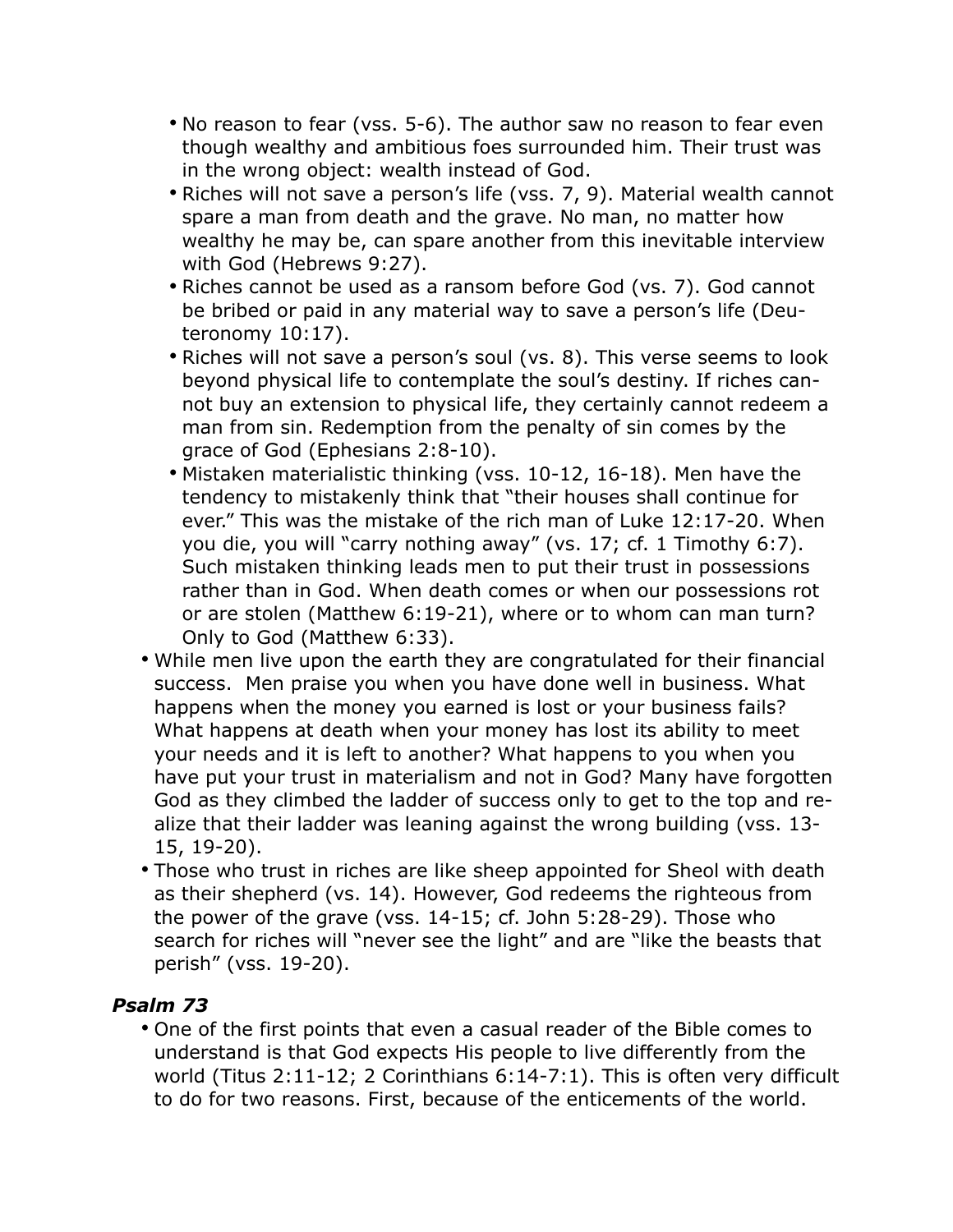- No reason to fear (vss. 5-6). The author saw no reason to fear even though wealthy and ambitious foes surrounded him. Their trust was in the wrong object: wealth instead of God.
- Riches will not save a person's life (vss. 7, 9). Material wealth cannot spare a man from death and the grave. No man, no matter how wealthy he may be, can spare another from this inevitable interview with God (Hebrews 9:27).
- Riches cannot be used as a ransom before God (vs. 7). God cannot be bribed or paid in any material way to save a person's life (Deuteronomy 10:17).
- Riches will not save a person's soul (vs. 8). This verse seems to look beyond physical life to contemplate the soul's destiny. If riches cannot buy an extension to physical life, they certainly cannot redeem a man from sin. Redemption from the penalty of sin comes by the grace of God (Ephesians 2:8-10).
- Mistaken materialistic thinking (vss. 10-12, 16-18). Men have the tendency to mistakenly think that "their houses shall continue for ever." This was the mistake of the rich man of Luke 12:17-20. When you die, you will "carry nothing away" (vs. 17; cf. 1 Timothy 6:7). Such mistaken thinking leads men to put their trust in possessions rather than in God. When death comes or when our possessions rot or are stolen (Matthew 6:19-21), where or to whom can man turn? Only to God (Matthew 6:33).

- While men live upon the earth they are congratulated for their financial success. Men praise you when you have done well in business. What happens when the money you earned is lost or your business fails? What happens at death when your money has lost its ability to meet your needs and it is left to another? What happens to you when you have put your trust in materialism and not in God? Many have forgotten God as they climbed the ladder of success only to get to the top and realize that their ladder was leaning against the wrong building (vss. 13-15, 19-20).
- Those who trust in riches are like sheep appointed for Sheol with death as their shepherd (vs. 14). However, God redeems the righteous from the power of the grave (vss. 14-15; cf. John 5:28-29). Those who search for riches will "never see the light" and are "like the beasts that perish" (vss. 19-20).

### *Psalm 73*

- One of the first points that even a casual reader of the Bible comes to understand is that God expects His people to live differently from the world (Titus 2:11-12; 2 Corinthians 6:14-7:1). This is often very difficult to do for two reasons. First, because of the enticements of the world.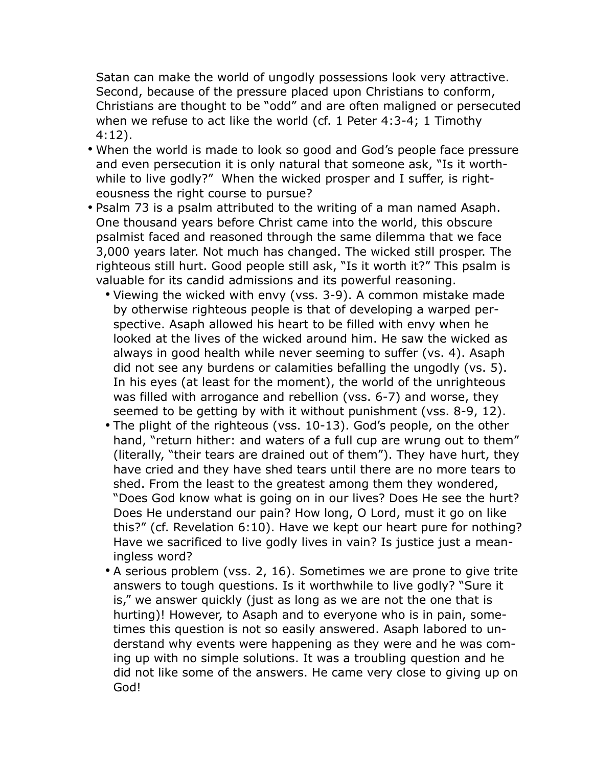Satan can make the world of ungodly possessions look very attractive. Second, because of the pressure placed upon Christians to conform, Christians are thought to be "odd" and are often maligned or persecuted when we refuse to act like the world (cf. 1 Peter 4:3-4; 1 Timothy 4:12).

- When the world is made to look so good and God's people face pressure and even persecution it is only natural that someone ask, "Is it worthwhile to live godly?" When the wicked prosper and I suffer, is righteousness the right course to pursue?
- Psalm 73 is a psalm attributed to the writing of a man named Asaph. One thousand years before Christ came into the world, this obscure psalmist faced and reasoned through the same dilemma that we face 3,000 years later. Not much has changed. The wicked still prosper. The righteous still hurt. Good people still ask, "Is it worth it?" This psalm is valuable for its candid admissions and its powerful reasoning.
  - Viewing the wicked with envy (vss. 3-9). A common mistake made by otherwise righteous people is that of developing a warped perspective. Asaph allowed his heart to be filled with envy when he looked at the lives of the wicked around him. He saw the wicked as always in good health while never seeming to suffer (vs. 4). Asaph did not see any burdens or calamities befalling the ungodly (vs. 5). In his eyes (at least for the moment), the world of the unrighteous was filled with arrogance and rebellion (vss. 6-7) and worse, they seemed to be getting by with it without punishment (vss. 8-9, 12).
  - The plight of the righteous (vss. 10-13). God's people, on the other hand, "return hither: and waters of a full cup are wrung out to them" (literally, "their tears are drained out of them"). They have hurt, they have cried and they have shed tears until there are no more tears to shed. From the least to the greatest among them they wondered, "Does God know what is going on in our lives? Does He see the hurt? Does He understand our pain? How long, O Lord, must it go on like this?" (cf. Revelation 6:10). Have we kept our heart pure for nothing? Have we sacrificed to live godly lives in vain? Is justice just a meaningless word?
  - A serious problem (vss. 2, 16). Sometimes we are prone to give trite answers to tough questions. Is it worthwhile to live godly? "Sure it is," we answer quickly (just as long as we are not the one that is hurting)! However, to Asaph and to everyone who is in pain, sometimes this question is not so easily answered. Asaph labored to understand why events were happening as they were and he was coming up with no simple solutions. It was a troubling question and he did not like some of the answers. He came very close to giving up on God!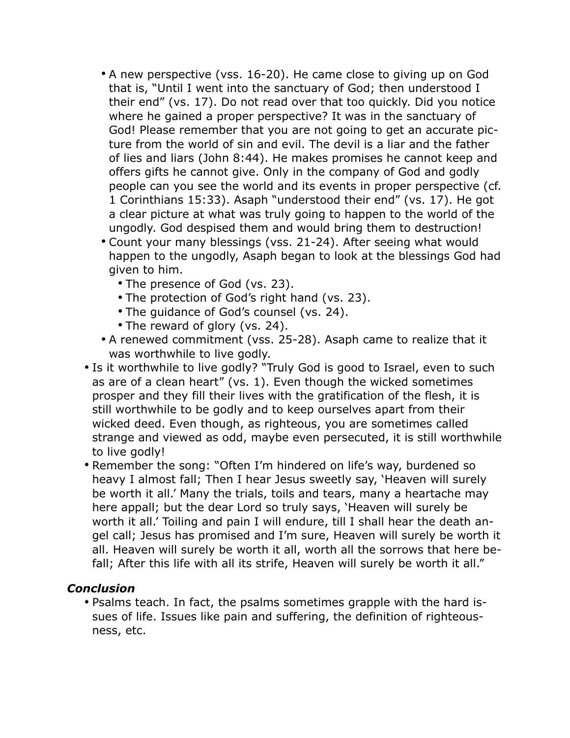- A new perspective (vss. 16-20). He came close to giving up on God that is, "Until I went into the sanctuary of God; then understood I their end" (vs. 17). Do not read over that too quickly. Did you notice where he gained a proper perspective? It was in the sanctuary of God! Please remember that you are not going to get an accurate picture from the world of sin and evil. The devil is a liar and the father of lies and liars (John 8:44). He makes promises he cannot keep and offers gifts he cannot give. Only in the company of God and godly people can you see the world and its events in proper perspective (cf. 1 Corinthians 15:33). Asaph "understood their end" (vs. 17). He got a clear picture at what was truly going to happen to the world of the ungodly. God despised them and would bring them to destruction!
- Count your many blessings (vss. 21-24). After seeing what would happen to the ungodly, Asaph began to look at the blessings God had given to him.
  - The presence of God (vs. 23).
  - The protection of God's right hand (vs. 23).
  - The guidance of God's counsel (vs. 24).
  - The reward of glory (vs. 24).
- A renewed commitment (vss. 25-28). Asaph came to realize that it was worthwhile to live godly.

- Is it worthwhile to live godly? "Truly God is good to Israel, even to such as are of a clean heart" (vs. 1). Even though the wicked sometimes prosper and they fill their lives with the gratification of the flesh, it is still worthwhile to be godly and to keep ourselves apart from their wicked deed. Even though, as righteous, you are sometimes called strange and viewed as odd, maybe even persecuted, it is still worthwhile to live godly!
- Remember the song: "Often I'm hindered on life's way, burdened so heavy I almost fall; Then I hear Jesus sweetly say, 'Heaven will surely be worth it all.' Many the trials, toils and tears, many a heartache may here appall; but the dear Lord so truly says, 'Heaven will surely be worth it all.' Toiling and pain I will endure, till I shall hear the death angel call; Jesus has promised and I'm sure, Heaven will surely be worth it all. Heaven will surely be worth it all, worth all the sorrows that here befall; After this life with all its strife, Heaven will surely be worth it all."

### *Conclusion*

- Psalms teach. In fact, the psalms sometimes grapple with the hard issues of life. Issues like pain and suffering, the definition of righteousness, etc.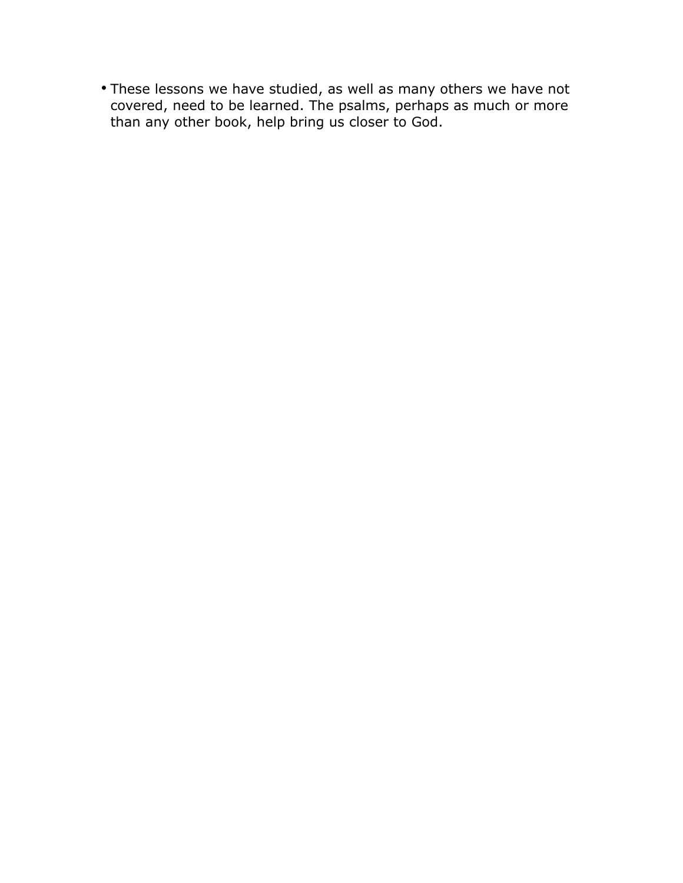- These lessons we have studied, as well as many others we have not covered, need to be learned. The psalms, perhaps as much or more than any other book, help bring us closer to God.